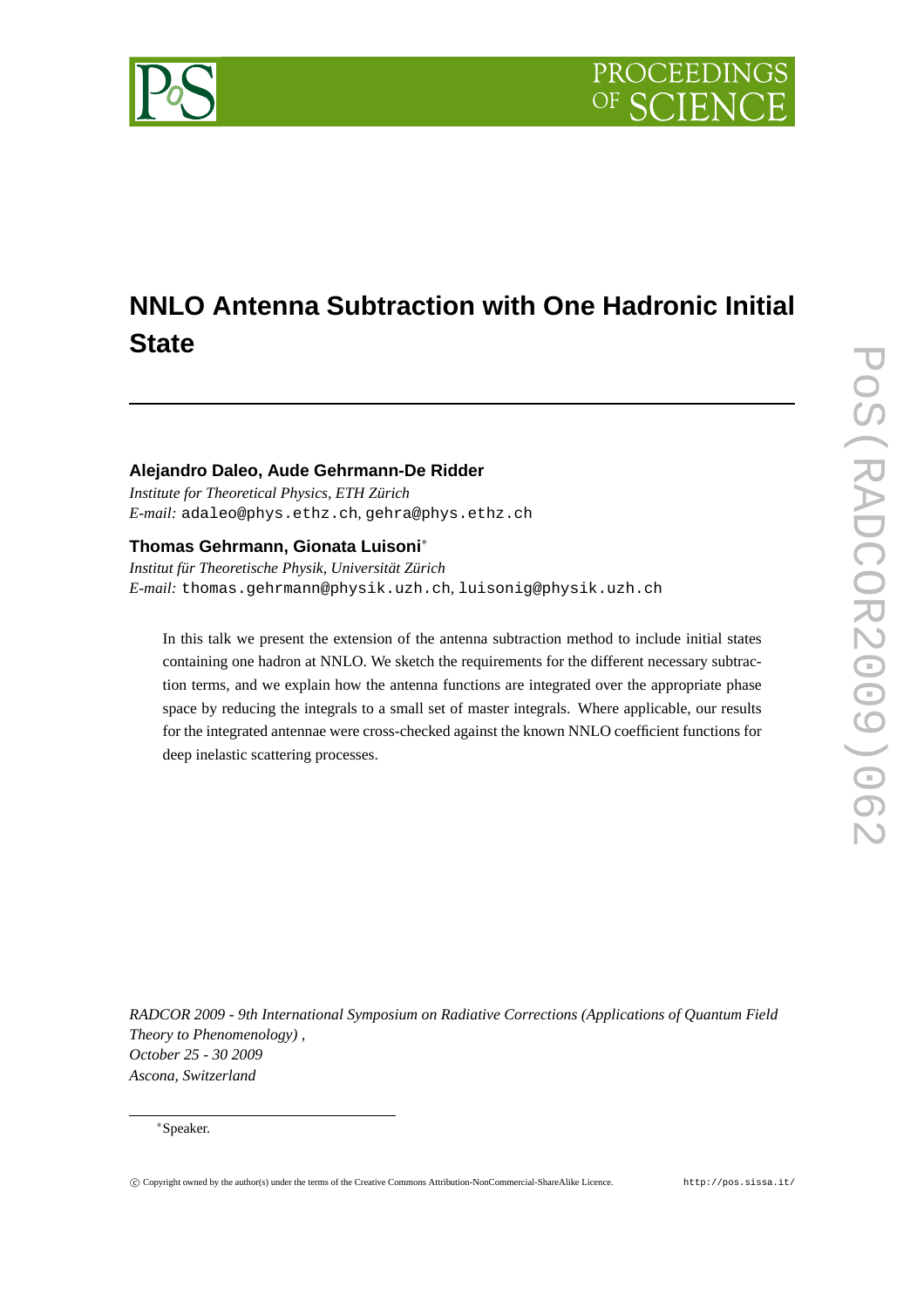# NNLO Antenna Subtraction with One Hadronic Initial State

**Alejandro Daleo, Aude Gehrmann-De Ridder**

*Institute for Theoretical Physics, ETH Zürich*
*E-mail:* adaleo@phys.ethz.ch, gehra@phys.ethz.ch

**Thomas Gehrmann, Gionata Luisoni***

*Institut für Theoretische Physik, Universität Zürich*
*E-mail:* thomas.gehrmann@physik.uzh.ch, luisonig@physik.uzh.ch

In this talk we present the extension of the antenna subtraction method to include initial states containing one hadron at NNLO. We sketch the requirements for the different necessary subtraction terms, and we explain how the antenna functions are integrated over the appropriate phase space by reducing the integrals to a small set of master integrals. Where applicable, our results for the integrated antennae were cross-checked against the known NNLO coefficient functions for deep inelastic scattering processes.

*RADCOR 2009 - 9th International Symposium on Radiative Corrections (Applications of Quantum Field Theory to Phenomenology) ,*
*October 25 - 30 2009*
*Ascona, Switzerland*

*Speaker.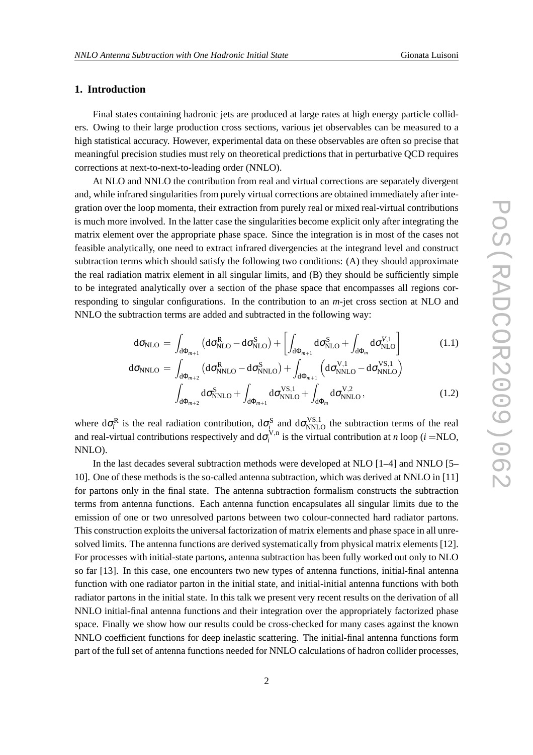## 1. Introduction

Final states containing hadronic jets are produced at large rates at high energy particle colliders. Owing to their large production cross sections, various jet observables can be measured to a high statistical accuracy. However, experimental data on these observables are often so precise that meaningful precision studies must rely on theoretical predictions that in perturbative QCD requires corrections at next-to-next-to-leading order (NNLO).

At NLO and NNLO the contribution from real and virtual corrections are separately divergent and, while infrared singularities from purely virtual corrections are obtained immediately after integration over the loop momenta, their extraction from purely real or mixed real-virtual contributions is much more involved. In the latter case the singularities become explicit only after integrating the matrix element over the appropriate phase space. Since the integration is in most of the cases not feasible analytically, one need to extract infrared divergencies at the integrand level and construct subtraction terms which should satisfy the following two conditions: (A) they should approximate the real radiation matrix element in all singular limits, and (B) they should be sufficiently simple to be integrated analytically over a section of the phase space that encompasses all regions corresponding to singular configurations. In the contribution to an $m$-jet cross section at NLO and NNLO the subtraction terms are added and subtracted in the following way:

$$
\begin{aligned}
\mathrm{d}\sigma_{\mathrm{NLO}} &= \int_{\mathrm{d}\Phi_{m+1}} \left(\mathrm{d}\sigma^{\mathrm{R}}_{\mathrm{NLO}} - \mathrm{d}\sigma^{\mathrm{S}}_{\mathrm{NLO}}\right) + \left[\int_{\mathrm{d}\Phi_{m+1}} \mathrm{d}\sigma^{\mathrm{S}}_{\mathrm{NLO}} + \int_{\mathrm{d}\Phi_{m}} \mathrm{d}\sigma^{V,1}_{\mathrm{NLO}}\right] && (1.1)\\
\mathrm{d}\sigma_{\mathrm{NNLO}} &= \int_{\mathrm{d}\Phi_{m+2}} \left(\mathrm{d}\sigma^{\mathrm{R}}_{\mathrm{NNLO}} - \mathrm{d}\sigma^{\mathrm{S}}_{\mathrm{NNLO}}\right) + \int_{\mathrm{d}\Phi_{m+1}} \left(\mathrm{d}\sigma^{\mathrm{V},1}_{\mathrm{NNLO}} - \mathrm{d}\sigma^{\mathrm{VS},1}_{\mathrm{NNLO}}\right) \\
&\quad \int_{\mathrm{d}\Phi_{m+2}} \mathrm{d}\sigma^{\mathrm{S}}_{\mathrm{NNLO}} + \int_{\mathrm{d}\Phi_{m+1}} \mathrm{d}\sigma^{\mathrm{VS},1}_{\mathrm{NNLO}} + \int_{\mathrm{d}\Phi_{m}} \mathrm{d}\sigma^{\mathrm{V},2}_{\mathrm{NNLO}}\,, && (1.2)
\end{aligned}
$$

where $\mathrm{d}\sigma_i^{\mathrm{R}}$ is the real radiation contribution, $\mathrm{d}\sigma_i^{\mathrm{S}}$ and $\mathrm{d}\sigma^{\mathrm{VS},1}_{\mathrm{NNLO}}$ the subtraction terms of the real and real-virtual contributions respectively and $\mathrm{d}\sigma_i^{\mathrm{V},n}$ is the virtual contribution at $n$ loop ($i=$NLO, NNLO).

In the last decades several subtraction methods were developed at NLO [1–4] and NNLO [5–10]. One of these methods is the so-called antenna subtraction, which was derived at NNLO in [11] for partons only in the final state. The antenna subtraction formalism constructs the subtraction terms from antenna functions. Each antenna function encapsulates all singular limits due to the emission of one or two unresolved partons between two colour-connected hard radiator partons. This construction exploits the universal factorization of matrix elements and phase space in all unresolved limits. The antenna functions are derived systematically from physical matrix elements [12]. For processes with initial-state partons, antenna subtraction has been fully worked out only to NLO so far [13]. In this case, one encounters two new types of antenna functions, initial-final antenna function with one radiator parton in the initial state, and initial-initial antenna functions with both radiator partons in the initial state. In this talk we present very recent results on the derivation of all NNLO initial-final antenna functions and their integration over the appropriately factorized phase space. Finally we show how our results could be cross-checked for many cases against the known NNLO coefficient functions for deep inelastic scattering. The initial-final antenna functions form part of the full set of antenna functions needed for NNLO calculations of hadron collider processes,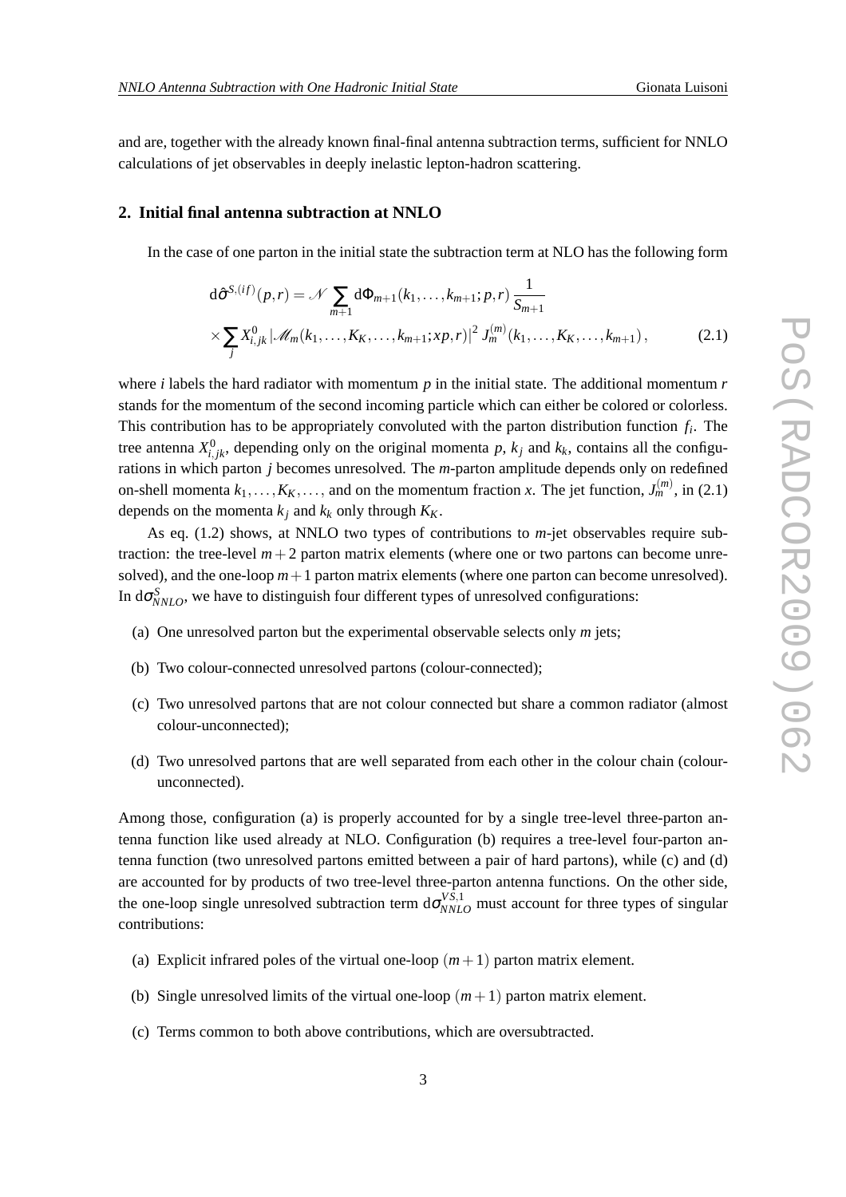and are, together with the already known final-final antenna subtraction terms, sufficient for NNLO calculations of jet observables in deeply inelastic lepton-hadron scattering.

## 2. Initial final antenna subtraction at NNLO

In the case of one parton in the initial state the subtraction term at NLO has the following form

$$
\begin{aligned}
\mathrm{d}\hat{\sigma}^{S,(if)}(p,r) &= \mathscr{N} \sum_{m+1} \mathrm{d}\Phi_{m+1}(k_1,\ldots,k_{m+1};p,r)\,\frac{1}{S_{m+1}} \\
&\times \sum_j X^0_{i,jk}\,|\mathscr{M}_m(k_1,\ldots,K_K,\ldots,k_{m+1};xp,r)|^2\, J_m^{(m)}(k_1,\ldots,K_K,\ldots,k_{m+1}),
\end{aligned} \tag{2.1}
$$

where $i$ labels the hard radiator with momentum $p$ in the initial state. The additional momentum $r$ stands for the momentum of the second incoming particle which can either be colored or colorless. This contribution has to be appropriately convoluted with the parton distribution function $f_i$. The tree antenna $X^0_{i,jk}$, depending only on the original momenta $p$, $k_j$ and $k_k$, contains all the configurations in which parton $j$ becomes unresolved. The $m$-parton amplitude depends only on redefined on-shell momenta $k_1,\ldots,K_K,\ldots,$ and on the momentum fraction $x$. The jet function, $J_m^{(m)}$, in (2.1) depends on the momenta $k_j$ and $k_k$ only through $K_K$.

As eq. (1.2) shows, at NNLO two types of contributions to $m$-jet observables require subtraction: the tree-level $m+2$ parton matrix elements (where one or two partons can become unresolved), and the one-loop $m+1$ parton matrix elements (where one parton can become unresolved). In $\mathrm{d}\sigma^S_{NNLO}$, we have to distinguish four different types of unresolved configurations:

(a) One unresolved parton but the experimental observable selects only $m$ jets;

(b) Two colour-connected unresolved partons (colour-connected);

(c) Two unresolved partons that are not colour connected but share a common radiator (almost colour-unconnected);

(d) Two unresolved partons that are well separated from each other in the colour chain (colour-unconnected).

Among those, configuration (a) is properly accounted for by a single tree-level three-parton antenna function like used already at NLO. Configuration (b) requires a tree-level four-parton antenna function (two unresolved partons emitted between a pair of hard partons), while (c) and (d) are accounted for by products of two tree-level three-parton antenna functions. On the other side, the one-loop single unresolved subtraction term $\mathrm{d}\sigma^{VS,1}_{NNLO}$ must account for three types of singular contributions:

(a) Explicit infrared poles of the virtual one-loop $(m+1)$ parton matrix element.

(b) Single unresolved limits of the virtual one-loop $(m+1)$ parton matrix element.

(c) Terms common to both above contributions, which are oversubtracted.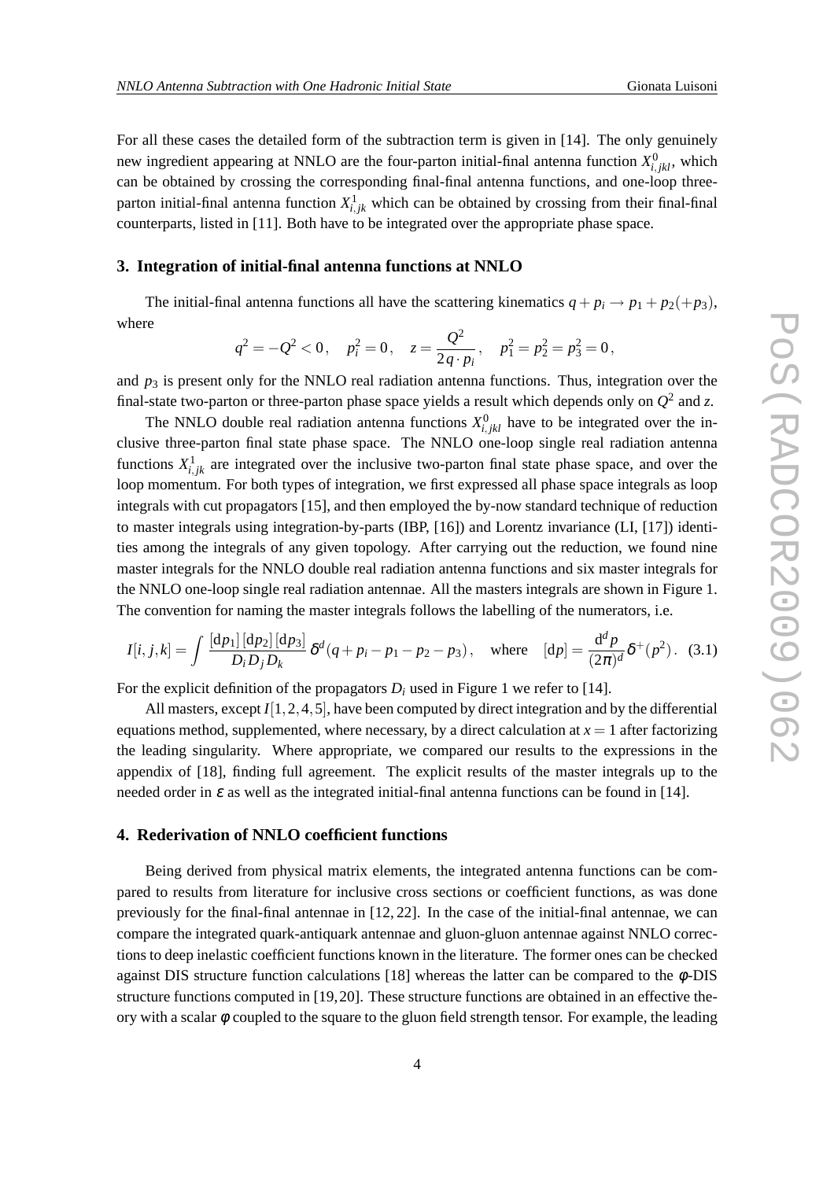For all these cases the detailed form of the subtraction term is given in [14]. The only genuinely new ingredient appearing at NNLO are the four-parton initial-final antenna function $X^0_{i,jkl}$, which can be obtained by crossing the corresponding final-final antenna functions, and one-loop three-parton initial-final antenna function $X^1_{i,jk}$ which can be obtained by crossing from their final-final counterparts, listed in [11]. Both have to be integrated over the appropriate phase space.

## 3. Integration of initial-final antenna functions at NNLO

The initial-final antenna functions all have the scattering kinematics $q + p_i \to p_1 + p_2 (+p_3)$, where

$$q^2 = -Q^2 < 0\,, \quad p_i^2 = 0\,, \quad z = \frac{Q^2}{2\,q\cdot p_i}\,, \quad p_1^2 = p_2^2 = p_3^2 = 0\,,$$

and $p_3$ is present only for the NNLO real radiation antenna functions. Thus, integration over the final-state two-parton or three-parton phase space yields a result which depends only on $Q^2$ and $z$.

The NNLO double real radiation antenna functions $X^0_{i,jkl}$ have to be integrated over the inclusive three-parton final state phase space. The NNLO one-loop single real radiation antenna functions $X^1_{i,jk}$ are integrated over the inclusive two-parton final state phase space, and over the loop momentum. For both types of integration, we first expressed all phase space integrals as loop integrals with cut propagators [15], and then employed the by-now standard technique of reduction to master integrals using integration-by-parts (IBP, [16]) and Lorentz invariance (LI, [17]) identities among the integrals of any given topology. After carrying out the reduction, we found nine master integrals for the NNLO double real radiation antenna functions and six master integrals for the NNLO one-loop single real radiation antennae. All the masters integrals are shown in Figure 1. The convention for naming the master integrals follows the labelling of the numerators, i.e.

$$I[i,j,k] = \int \frac{[\mathrm{d}p_1]\,[\mathrm{d}p_2]\,[\mathrm{d}p_3]}{D_i D_j D_k}\,\delta^d(q + p_i - p_1 - p_2 - p_3)\,, \quad \text{where} \quad [\mathrm{d}p] = \frac{\mathrm{d}^d p}{(2\pi)^d}\,\delta^+(p^2)\,. \quad (3.1)$$

For the explicit definition of the propagators $D_i$ used in Figure 1 we refer to [14].

All masters, except $I[1,2,4,5]$, have been computed by direct integration and by the differential equations method, supplemented, where necessary, by a direct calculation at $x = 1$ after factorizing the leading singularity. Where appropriate, we compared our results to the expressions in the appendix of [18], finding full agreement. The explicit results of the master integrals up to the needed order in $\varepsilon$ as well as the integrated initial-final antenna functions can be found in [14].

## 4. Rederivation of NNLO coefficient functions

Being derived from physical matrix elements, the integrated antenna functions can be compared to results from literature for inclusive cross sections or coefficient functions, as was done previously for the final-final antennae in [12, 22]. In the case of the initial-final antennae, we can compare the integrated quark-antiquark antennae and gluon-gluon antennae against NNLO corrections to deep inelastic coefficient functions known in the literature. The former ones can be checked against DIS structure function calculations [18] whereas the latter can be compared to the $\phi$-DIS structure functions computed in [19, 20]. These structure functions are obtained in an effective theory with a scalar $\phi$ coupled to the square to the gluon field strength tensor. For example, the leading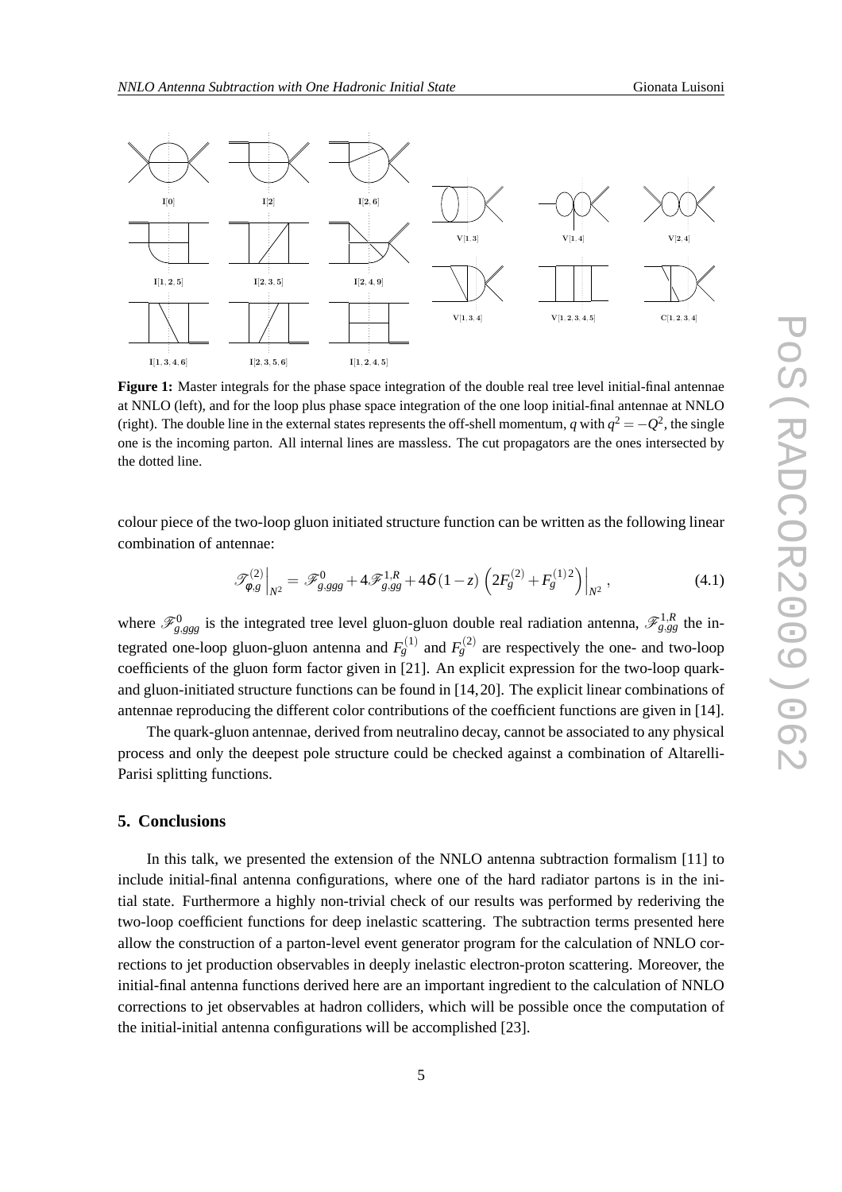**Figure 1:** Master integrals for the phase space integration of the double real tree level initial-final antennae at NNLO (left), and for the loop plus phase space integration of the one loop initial-final antennae at NNLO (right). The double line in the external states represents the off-shell momentum, $q$ with $q^2 = -Q^2$, the single one is the incoming parton. All internal lines are massless. The cut propagators are the ones intersected by the dotted line.

colour piece of the two-loop gluon initiated structure function can be written as the following linear combination of antennae:

$$\mathscr{T}^{(2)}_{\phi,g}\Big|_{N^2} = \mathscr{F}^{0}_{g,ggg} + 4\mathscr{F}^{1,R}_{g,gg} + 4\delta(1-z)\left(2F^{(2)}_{g} + F^{(1)2}_{g}\right)\Big|_{N^2}, \tag{4.1}$$

where $\mathscr{F}^{0}_{g,ggg}$ is the integrated tree level gluon-gluon double real radiation antenna, $\mathscr{F}^{1,R}_{g,gg}$ the integrated one-loop gluon-gluon antenna and $F^{(1)}_{g}$ and $F^{(2)}_{g}$ are respectively the one- and two-loop coefficients of the gluon form factor given in [21]. An explicit expression for the two-loop quark- and gluon-initiated structure functions can be found in [14, 20]. The explicit linear combinations of antennae reproducing the different color contributions of the coefficient functions are given in [14].

The quark-gluon antennae, derived from neutralino decay, cannot be associated to any physical process and only the deepest pole structure could be checked against a combination of Altarelli-Parisi splitting functions.

## 5. Conclusions

In this talk, we presented the extension of the NNLO antenna subtraction formalism [11] to include initial-final antenna configurations, where one of the hard radiator partons is in the initial state. Furthermore a highly non-trivial check of our results was performed by rederiving the two-loop coefficient functions for deep inelastic scattering. The subtraction terms presented here allow the construction of a parton-level event generator program for the calculation of NNLO corrections to jet production observables in deeply inelastic electron-proton scattering. Moreover, the initial-final antenna functions derived here are an important ingredient to the calculation of NNLO corrections to jet observables at hadron colliders, which will be possible once the computation of the initial-initial antenna configurations will be accomplished [23].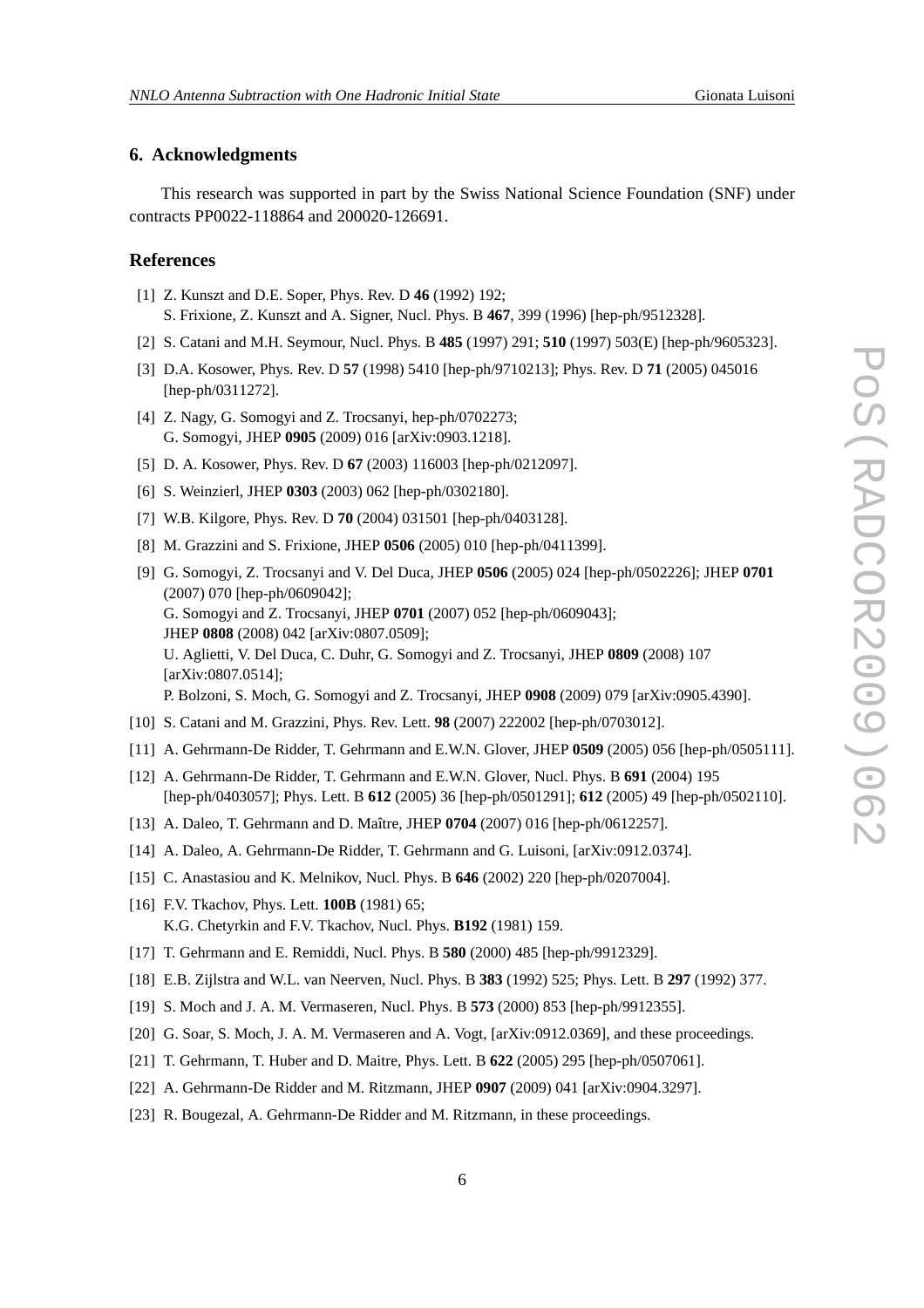## 6. Acknowledgments

This research was supported in part by the Swiss National Science Foundation (SNF) under contracts PP0022-118864 and 200020-126691.

## References

[1] Z. Kunszt and D.E. Soper, Phys. Rev. D **46** (1992) 192;
S. Frixione, Z. Kunszt and A. Signer, Nucl. Phys. B **467**, 399 (1996) [hep-ph/9512328].

[2] S. Catani and M.H. Seymour, Nucl. Phys. B **485** (1997) 291; **510** (1997) 503(E) [hep-ph/9605323].

[3] D.A. Kosower, Phys. Rev. D **57** (1998) 5410 [hep-ph/9710213]; Phys. Rev. D **71** (2005) 045016 [hep-ph/0311272].

[4] Z. Nagy, G. Somogyi and Z. Trocsanyi, hep-ph/0702273;
G. Somogyi, JHEP **0905** (2009) 016 [arXiv:0903.1218].

[5] D. A. Kosower, Phys. Rev. D **67** (2003) 116003 [hep-ph/0212097].

[6] S. Weinzierl, JHEP **0303** (2003) 062 [hep-ph/0302180].

[7] W.B. Kilgore, Phys. Rev. D **70** (2004) 031501 [hep-ph/0403128].

[8] M. Grazzini and S. Frixione, JHEP **0506** (2005) 010 [hep-ph/0411399].

[9] G. Somogyi, Z. Trocsanyi and V. Del Duca, JHEP **0506** (2005) 024 [hep-ph/0502226]; JHEP **0701** (2007) 070 [hep-ph/0609042];
G. Somogyi and Z. Trocsanyi, JHEP **0701** (2007) 052 [hep-ph/0609043];
JHEP **0808** (2008) 042 [arXiv:0807.0509];
U. Aglietti, V. Del Duca, C. Duhr, G. Somogyi and Z. Trocsanyi, JHEP **0809** (2008) 107 [arXiv:0807.0514];
P. Bolzoni, S. Moch, G. Somogyi and Z. Trocsanyi, JHEP **0908** (2009) 079 [arXiv:0905.4390].

[10] S. Catani and M. Grazzini, Phys. Rev. Lett. **98** (2007) 222002 [hep-ph/0703012].

[11] A. Gehrmann-De Ridder, T. Gehrmann and E.W.N. Glover, JHEP **0509** (2005) 056 [hep-ph/0505111].

[12] A. Gehrmann-De Ridder, T. Gehrmann and E.W.N. Glover, Nucl. Phys. B **691** (2004) 195 [hep-ph/0403057]; Phys. Lett. B **612** (2005) 36 [hep-ph/0501291]; **612** (2005) 49 [hep-ph/0502110].

[13] A. Daleo, T. Gehrmann and D. Maître, JHEP **0704** (2007) 016 [hep-ph/0612257].

[14] A. Daleo, A. Gehrmann-De Ridder, T. Gehrmann and G. Luisoni, [arXiv:0912.0374].

[15] C. Anastasiou and K. Melnikov, Nucl. Phys. B **646** (2002) 220 [hep-ph/0207004].

[16] F.V. Tkachov, Phys. Lett. **100B** (1981) 65;
K.G. Chetyrkin and F.V. Tkachov, Nucl. Phys. **B192** (1981) 159.

[17] T. Gehrmann and E. Remiddi, Nucl. Phys. B **580** (2000) 485 [hep-ph/9912329].

[18] E.B. Zijlstra and W.L. van Neerven, Nucl. Phys. B **383** (1992) 525; Phys. Lett. B **297** (1992) 377.

[19] S. Moch and J. A. M. Vermaseren, Nucl. Phys. B **573** (2000) 853 [hep-ph/9912355].

[20] G. Soar, S. Moch, J. A. M. Vermaseren and A. Vogt, [arXiv:0912.0369], and these proceedings.

[21] T. Gehrmann, T. Huber and D. Maitre, Phys. Lett. B **622** (2005) 295 [hep-ph/0507061].

[22] A. Gehrmann-De Ridder and M. Ritzmann, JHEP **0907** (2009) 041 [arXiv:0904.3297].

[23] R. Bougezal, A. Gehrmann-De Ridder and M. Ritzmann, in these proceedings.